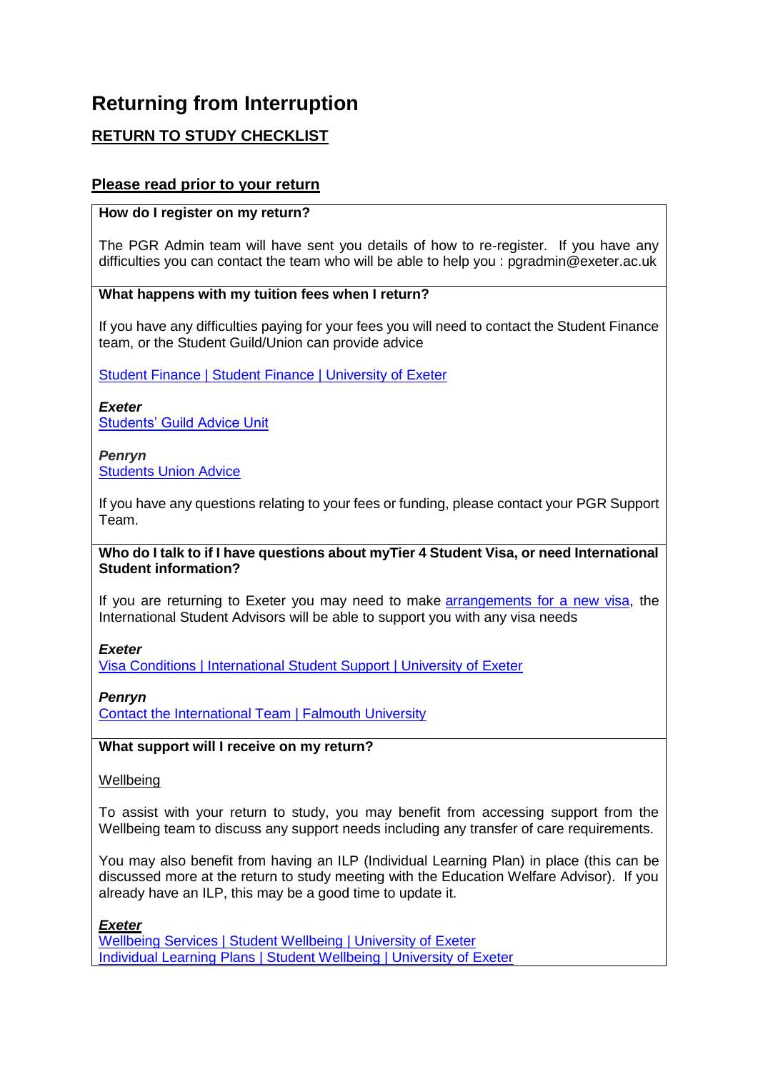# Returning from Interruption

## RETURN TO STUDY CHECKLIST

### Please read prior to your return

**How do I register on my return?**

The PGR Admin team will have sent you details of how to re-register. If you have any difficulties you can contact the team who will be able to help you : pgradmin@exeter.ac.uk

**What happens with my tuition fees when I return?**

If you have any difficulties paying for your fees you will need to contact the Student Finance team, or the Student Guild/Union can provide advice

Student Finance | Student Finance | University of Exeter

***Exeter***
Students' Guild Advice Unit

***Penryn***
Students Union Advice

If you have any questions relating to your fees or funding, please contact your PGR Support Team.

**Who do I talk to if I have questions about myTier 4 Student Visa, or need International Student information?**

If you are returning to Exeter you may need to make arrangements for a new visa, the International Student Advisors will be able to support you with any visa needs

***Exeter***
Visa Conditions | International Student Support | University of Exeter

***Penryn***
Contact the International Team | Falmouth University

**What support will I receive on my return?**

Wellbeing

To assist with your return to study, you may benefit from accessing support from the Wellbeing team to discuss any support needs including any transfer of care requirements.

You may also benefit from having an ILP (Individual Learning Plan) in place (this can be discussed more at the return to study meeting with the Education Welfare Advisor). If you already have an ILP, this may be a good time to update it.

***Exeter***
Wellbeing Services | Student Wellbeing | University of Exeter
Individual Learning Plans | Student Wellbeing | University of Exeter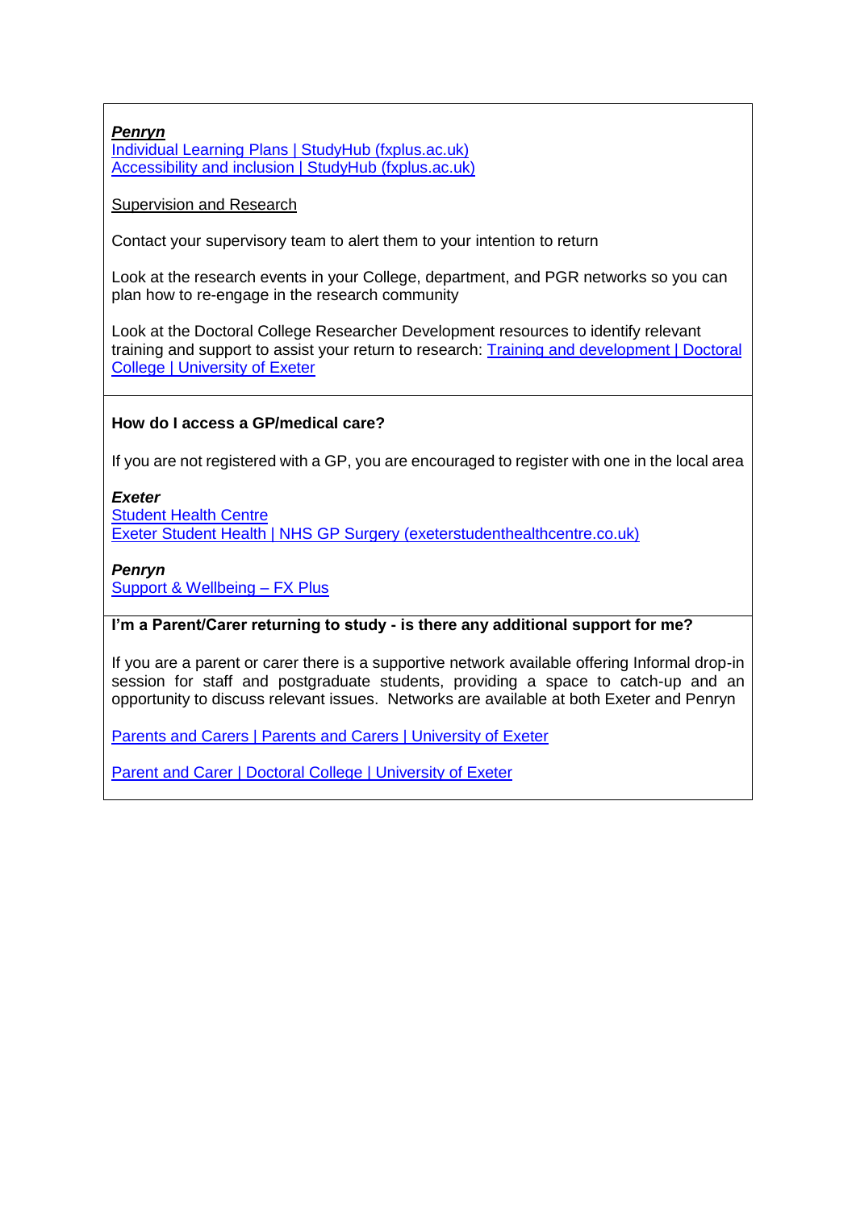***Penryn***
[Individual Learning Plans | StudyHub (fxplus.ac.uk)]
[Accessibility and inclusion | StudyHub (fxplus.ac.uk)]

Supervision and Research

Contact your supervisory team to alert them to your intention to return

Look at the research events in your College, department, and PGR networks so you can plan how to re-engage in the research community

Look at the Doctoral College Researcher Development resources to identify relevant training and support to assist your return to research: [Training and development | Doctoral College | University of Exeter]

**How do I access a GP/medical care?**

If you are not registered with a GP, you are encouraged to register with one in the local area

***Exeter***
[Student Health Centre]
[Exeter Student Health | NHS GP Surgery (exeterstudenthealthcentre.co.uk)]

***Penryn***
[Support & Wellbeing – FX Plus]

**I'm a Parent/Carer returning to study - is there any additional support for me?**

If you are a parent or carer there is a supportive network available offering Informal drop-in session for staff and postgraduate students, providing a space to catch-up and an opportunity to discuss relevant issues. Networks are available at both Exeter and Penryn

[Parents and Carers | Parents and Carers | University of Exeter]

[Parent and Carer | Doctoral College | University of Exeter]